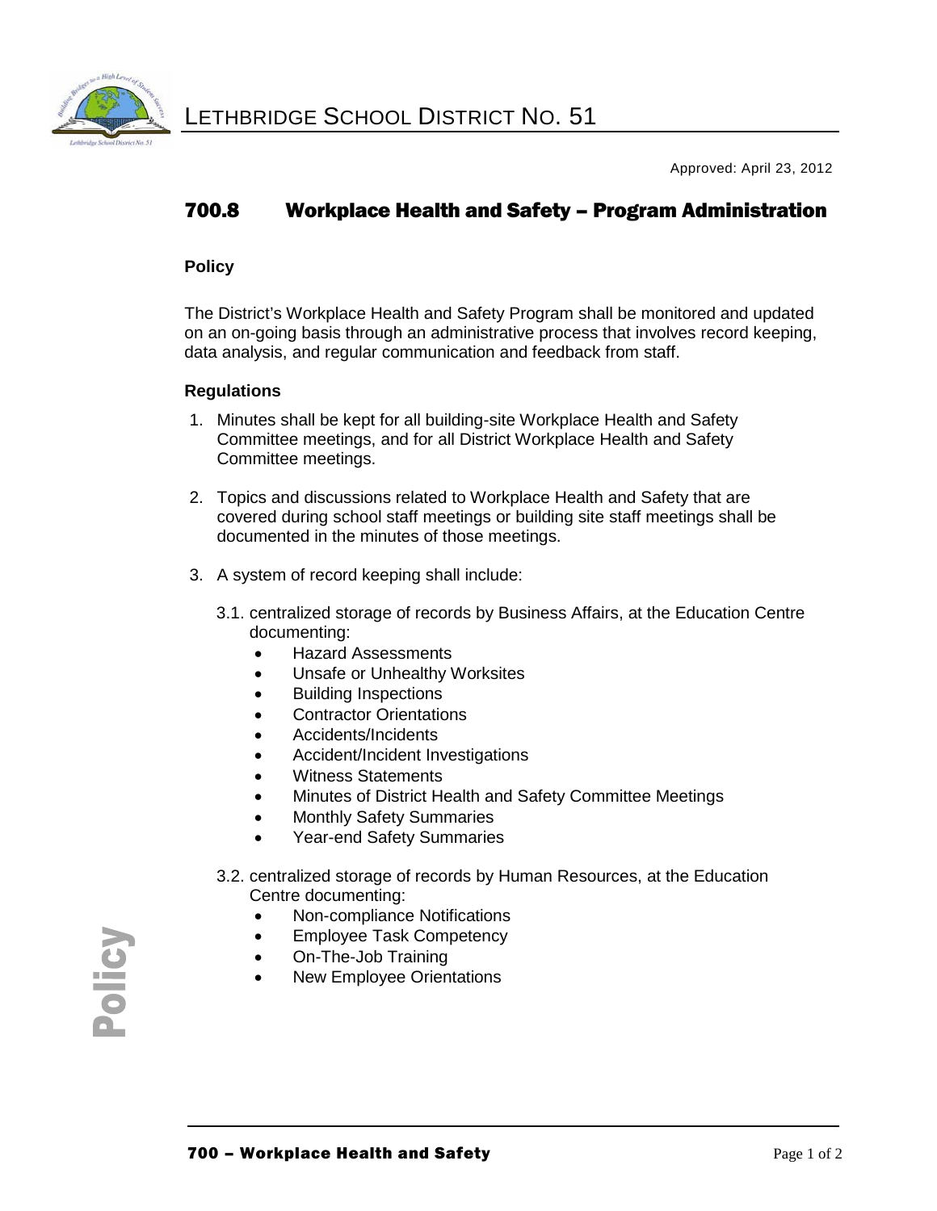# LETHBRIDGE SCHOOL DISTRICT NO. 51

Approved: April 23, 2012

## 700.8 Workplace Health and Safety – Program Administration

### Policy

The District's Workplace Health and Safety Program shall be monitored and updated on an on-going basis through an administrative process that involves record keeping, data analysis, and regular communication and feedback from staff.

### Regulations

1. Minutes shall be kept for all building-site Workplace Health and Safety Committee meetings, and for all District Workplace Health and Safety Committee meetings.

2. Topics and discussions related to Workplace Health and Safety that are covered during school staff meetings or building site staff meetings shall be documented in the minutes of those meetings.

3. A system of record keeping shall include:

   3.1. centralized storage of records by Business Affairs, at the Education Centre documenting:
   - Hazard Assessments
   - Unsafe or Unhealthy Worksites
   - Building Inspections
   - Contractor Orientations
   - Accidents/Incidents
   - Accident/Incident Investigations
   - Witness Statements
   - Minutes of District Health and Safety Committee Meetings
   - Monthly Safety Summaries
   - Year-end Safety Summaries

   3.2. centralized storage of records by Human Resources, at the Education Centre documenting:
   - Non-compliance Notifications
   - Employee Task Competency
   - On-The-Job Training
   - New Employee Orientations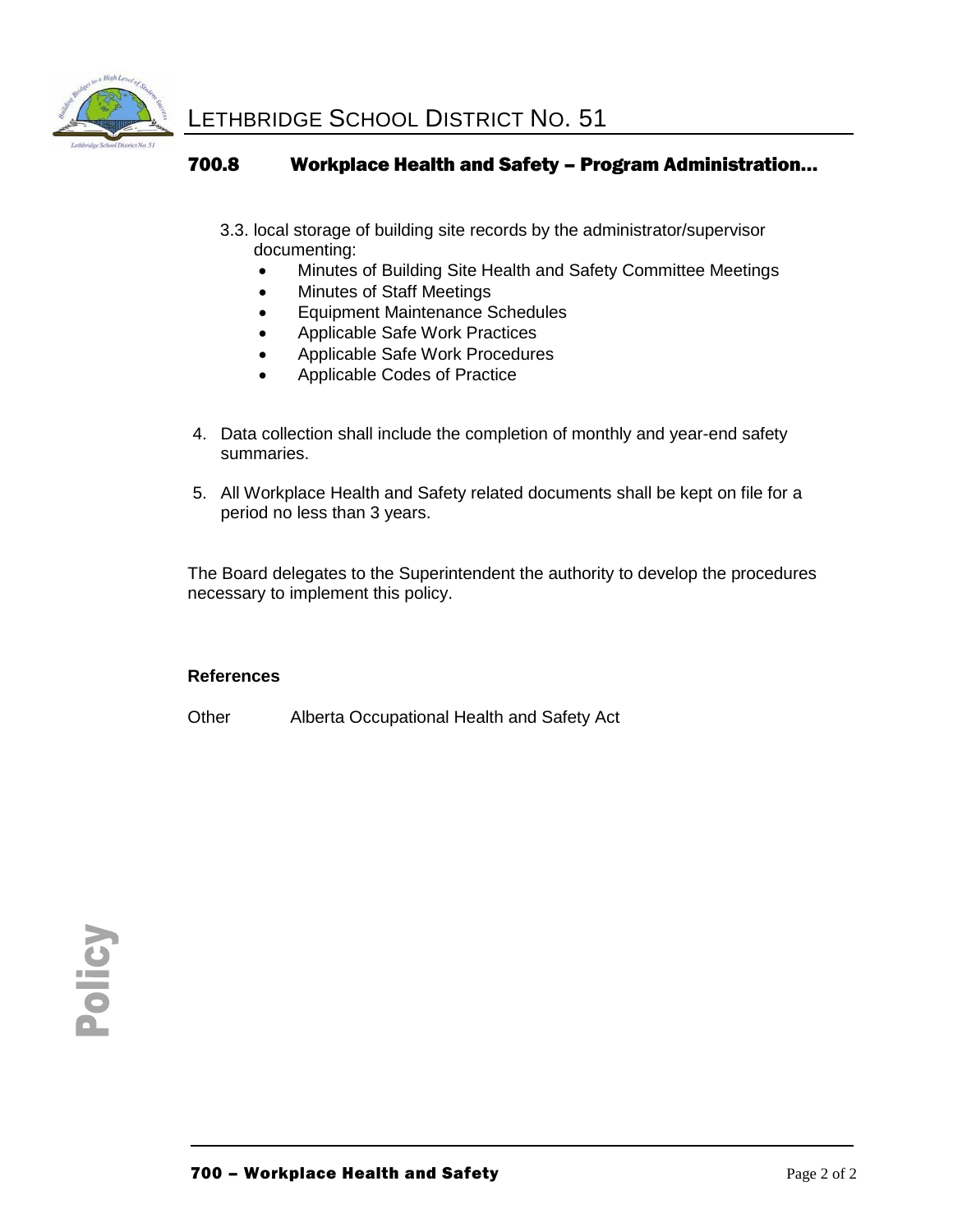3.3. local storage of building site records by the administrator/supervisor documenting:
   - Minutes of Building Site Health and Safety Committee Meetings
   - Minutes of Staff Meetings
   - Equipment Maintenance Schedules
   - Applicable Safe Work Practices
   - Applicable Safe Work Procedures
   - Applicable Codes of Practice

4. Data collection shall include the completion of monthly and year-end safety summaries.

5. All Workplace Health and Safety related documents shall be kept on file for a period no less than 3 years.

The Board delegates to the Superintendent the authority to develop the procedures necessary to implement this policy.

**References**

Other Alberta Occupational Health and Safety Act